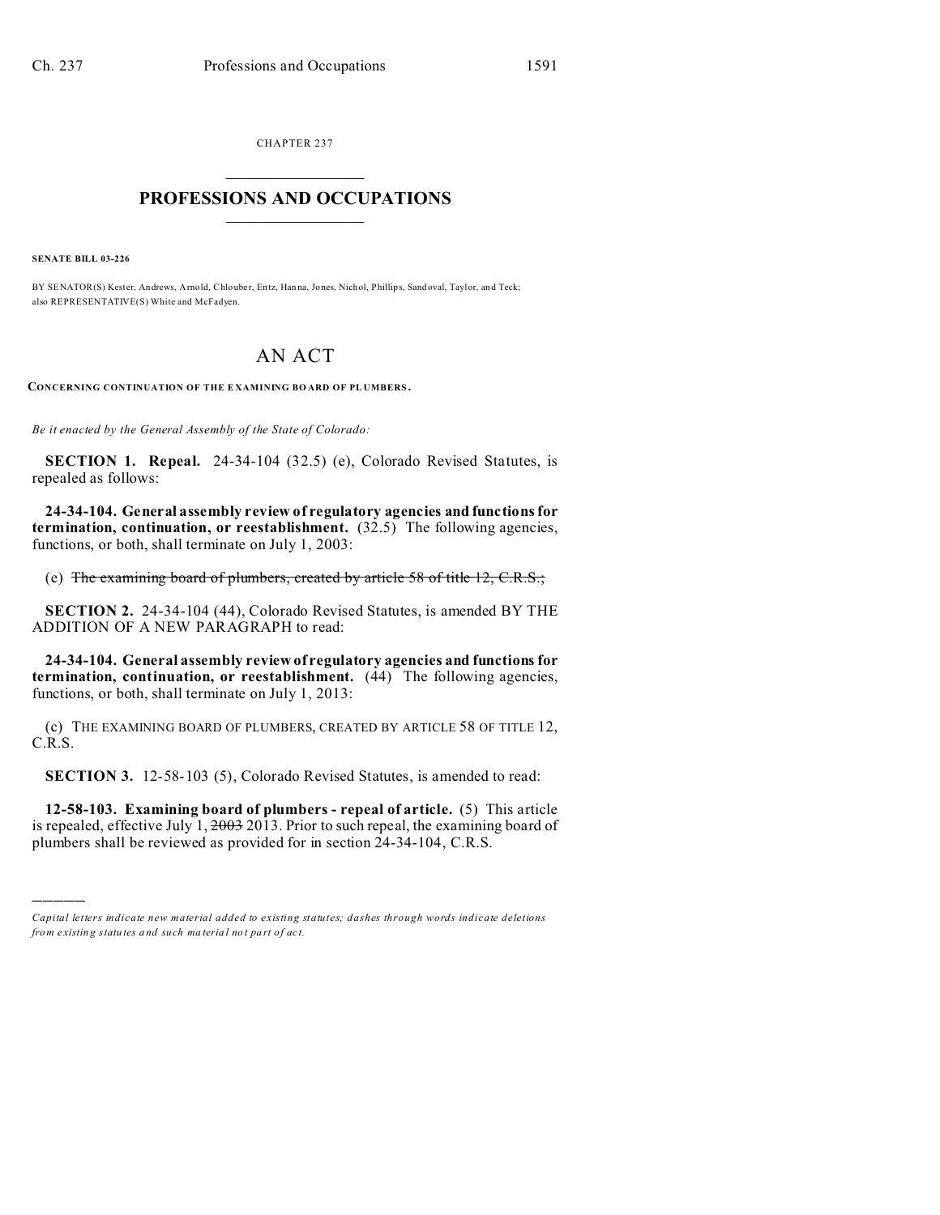CHAPTER 237

# PROFESSIONS AND OCCUPATIONS

**SENATE BILL 03-226**

BY SENATOR(S) Kester, Andrews, Arnold, Chlouber, Entz, Hanna, Jones, Nichol, Phillips, Sandoval, Taylor, and Teck;
also REPRESENTATIVE(S) White and McFadyen.

# AN ACT

**CONCERNING CONTINUATION OF THE EXAMINING BOARD OF PLUMBERS.**

*Be it enacted by the General Assembly of the State of Colorado:*

**SECTION 1. Repeal.** 24-34-104 (32.5) (e), Colorado Revised Statutes, is repealed as follows:

**24-34-104. General assembly review of regulatory agencies and functions for termination, continuation, or reestablishment.** (32.5) The following agencies, functions, or both, shall terminate on July 1, 2003:

(e) ~~The examining board of plumbers, created by article 58 of title 12, C.R.S.;~~

**SECTION 2.** 24-34-104 (44), Colorado Revised Statutes, is amended BY THE ADDITION OF A NEW PARAGRAPH to read:

**24-34-104. General assembly review of regulatory agencies and functions for termination, continuation, or reestablishment.** (44) The following agencies, functions, or both, shall terminate on July 1, 2013:

(c) THE EXAMINING BOARD OF PLUMBERS, CREATED BY ARTICLE 58 OF TITLE 12, C.R.S.

**SECTION 3.** 12-58-103 (5), Colorado Revised Statutes, is amended to read:

**12-58-103. Examining board of plumbers - repeal of article.** (5) This article is repealed, effective July 1, ~~2003~~ 2013. Prior to such repeal, the examining board of plumbers shall be reviewed as provided for in section 24-34-104, C.R.S.

---

*Capital letters indicate new material added to existing statutes; dashes through words indicate deletions from existing statutes and such material not part of act.*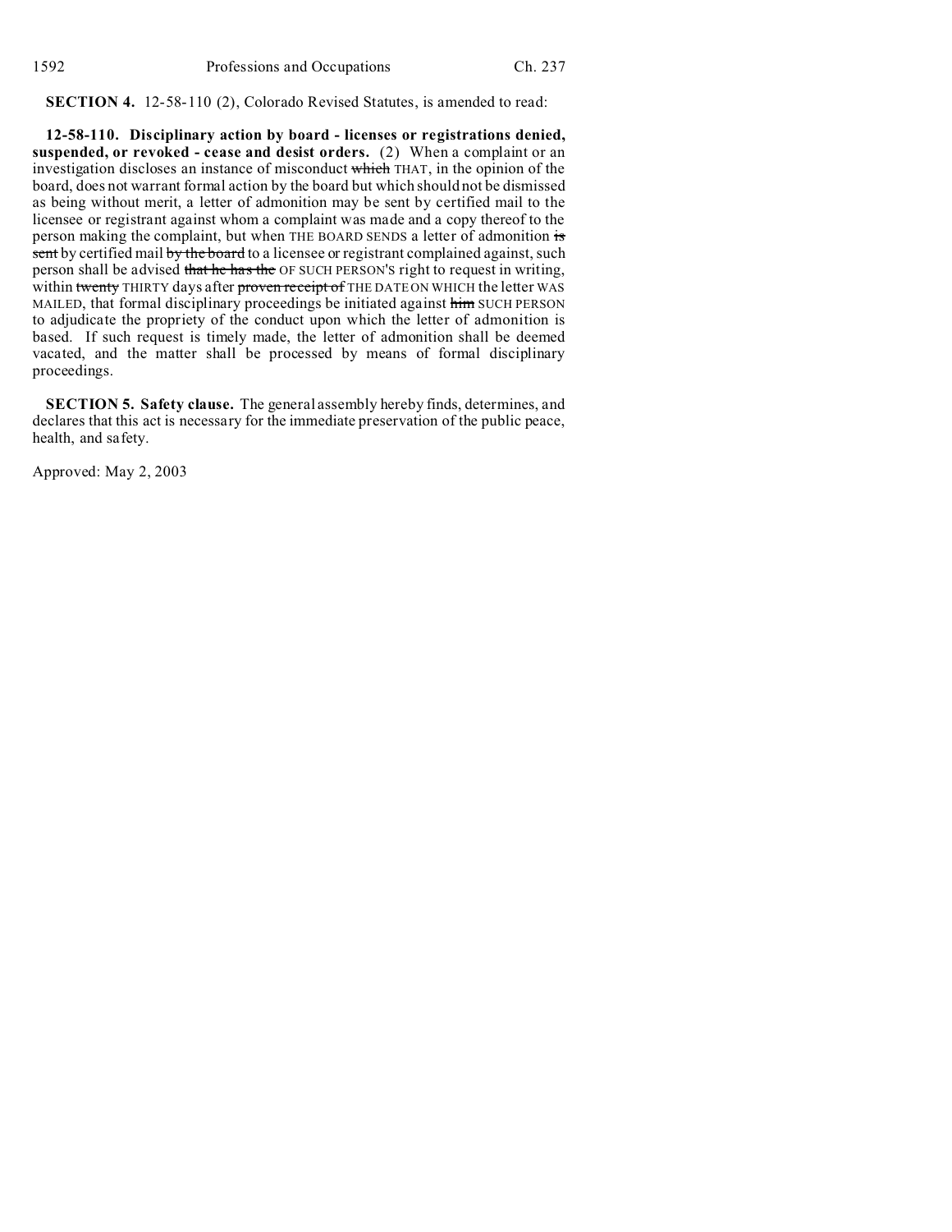**SECTION 4.** 12-58-110 (2), Colorado Revised Statutes, is amended to read:

**12-58-110. Disciplinary action by board - licenses or registrations denied, suspended, or revoked - cease and desist orders.** (2) When a complaint or an investigation discloses an instance of misconduct ~~which~~ THAT, in the opinion of the board, does not warrant formal action by the board but which should not be dismissed as being without merit, a letter of admonition may be sent by certified mail to the licensee or registrant against whom a complaint was made and a copy thereof to the person making the complaint, but when THE BOARD SENDS a letter of admonition ~~is sent~~ by certified mail ~~by the board~~ to a licensee or registrant complained against, such person shall be advised ~~that he has the~~ OF SUCH PERSON'S right to request in writing, within ~~twenty~~ THIRTY days after ~~proven receipt of~~ THE DATE ON WHICH the letter WAS MAILED, that formal disciplinary proceedings be initiated against ~~him~~ SUCH PERSON to adjudicate the propriety of the conduct upon which the letter of admonition is based. If such request is timely made, the letter of admonition shall be deemed vacated, and the matter shall be processed by means of formal disciplinary proceedings.

**SECTION 5. Safety clause.** The general assembly hereby finds, determines, and declares that this act is necessary for the immediate preservation of the public peace, health, and safety.

Approved: May 2, 2003